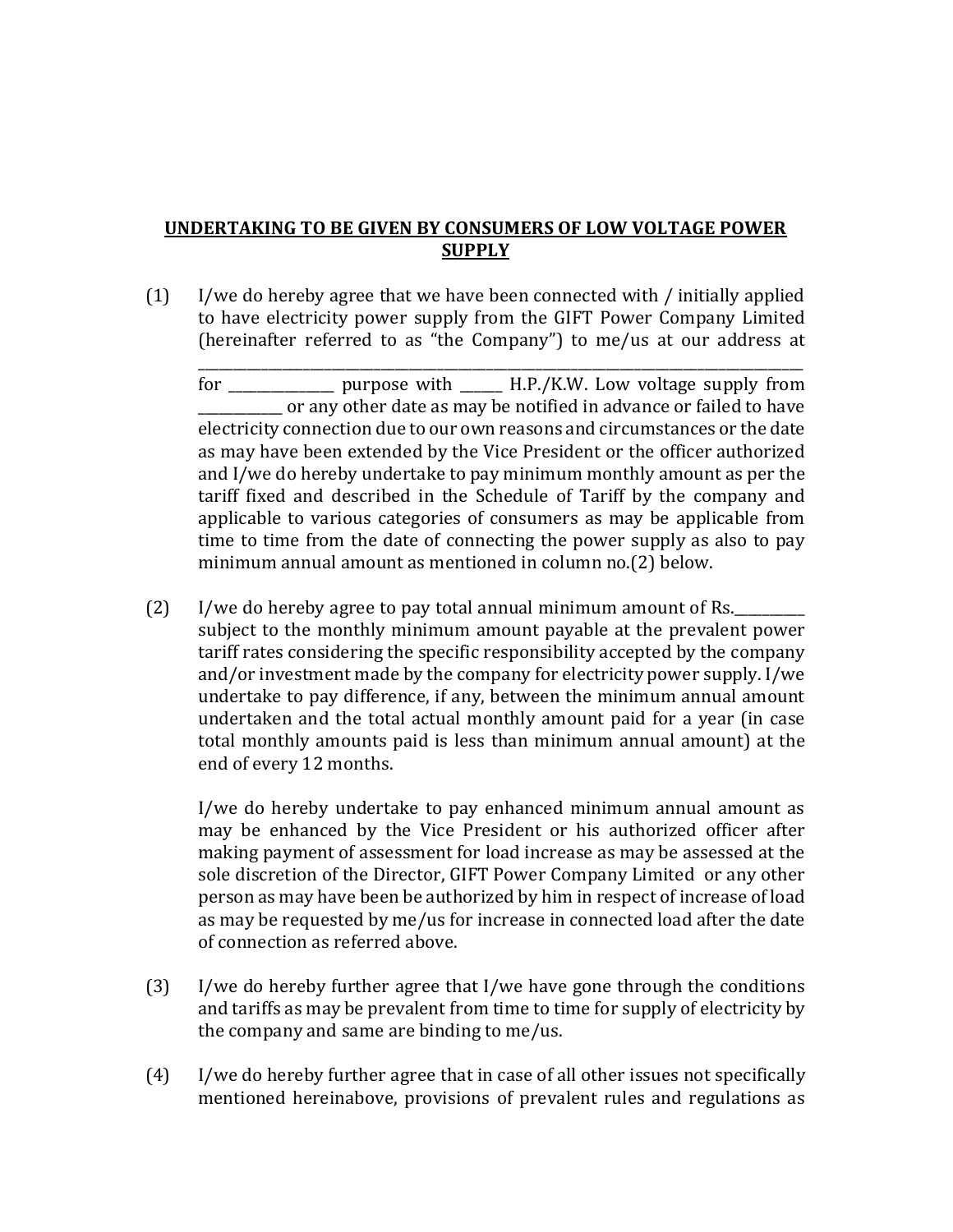**UNDERTAKING TO BE GIVEN BY CONSUMERS OF LOW VOLTAGE POWER SUPPLY**

(1) I/we do hereby agree that we have been connected with / initially applied to have electricity power supply from the GIFT Power Company Limited (hereinafter referred to as "the Company") to me/us at our address at _______________________________________________________________________________ for _______________ purpose with ______ H.P./K.W. Low voltage supply from ____________ or any other date as may be notified in advance or failed to have electricity connection due to our own reasons and circumstances or the date as may have been extended by the Vice President or the officer authorized and I/we do hereby undertake to pay minimum monthly amount as per the tariff fixed and described in the Schedule of Tariff by the company and applicable to various categories of consumers as may be applicable from time to time from the date of connecting the power supply as also to pay minimum annual amount as mentioned in column no.(2) below.

(2) I/we do hereby agree to pay total annual minimum amount of Rs.___________ subject to the monthly minimum amount payable at the prevalent power tariff rates considering the specific responsibility accepted by the company and/or investment made by the company for electricity power supply. I/we undertake to pay difference, if any, between the minimum annual amount undertaken and the total actual monthly amount paid for a year (in case total monthly amounts paid is less than minimum annual amount) at the end of every 12 months.

I/we do hereby undertake to pay enhanced minimum annual amount as may be enhanced by the Vice President or his authorized officer after making payment of assessment for load increase as may be assessed at the sole discretion of the Director, GIFT Power Company Limited or any other person as may have been be authorized by him in respect of increase of load as may be requested by me/us for increase in connected load after the date of connection as referred above.

(3) I/we do hereby further agree that I/we have gone through the conditions and tariffs as may be prevalent from time to time for supply of electricity by the company and same are binding to me/us.

(4) I/we do hereby further agree that in case of all other issues not specifically mentioned hereinabove, provisions of prevalent rules and regulations as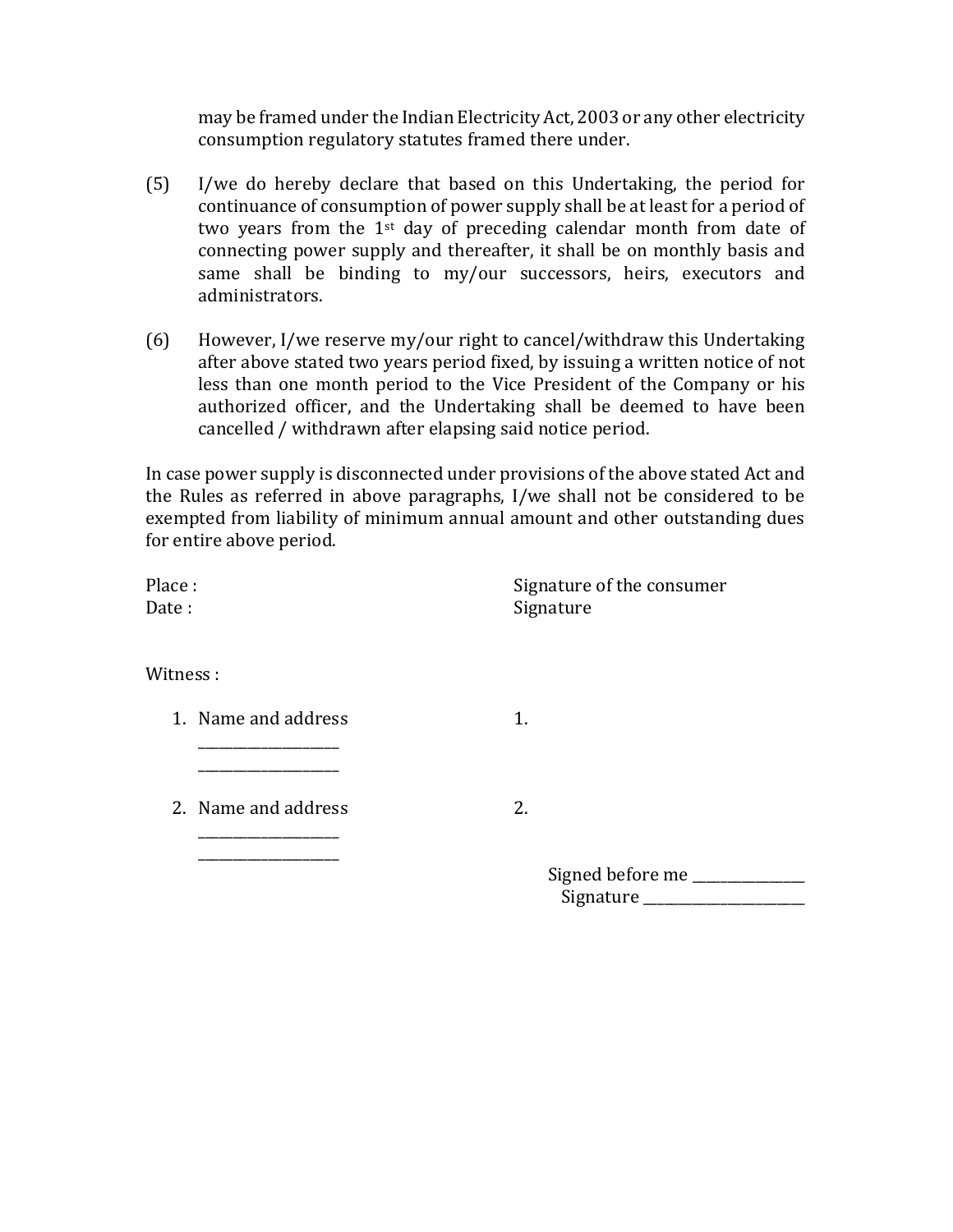may be framed under the Indian Electricity Act, 2003 or any other electricity consumption regulatory statutes framed there under.

(5) I/we do hereby declare that based on this Undertaking, the period for continuance of consumption of power supply shall be at least for a period of two years from the 1st day of preceding calendar month from date of connecting power supply and thereafter, it shall be on monthly basis and same shall be binding to my/our successors, heirs, executors and administrators.

(6) However, I/we reserve my/our right to cancel/withdraw this Undertaking after above stated two years period fixed, by issuing a written notice of not less than one month period to the Vice President of the Company or his authorized officer, and the Undertaking shall be deemed to have been cancelled / withdrawn after elapsing said notice period.

In case power supply is disconnected under provisions of the above stated Act and the Rules as referred in above paragraphs, I/we shall not be considered to be exempted from liability of minimum annual amount and other outstanding dues for entire above period.

Place : Signature of the consumer

Date : Signature

Witness :

1. Name and address 1.

____________________

____________________

2. Name and address 2.

____________________

____________________

Signed before me ________________

Signature ________________________